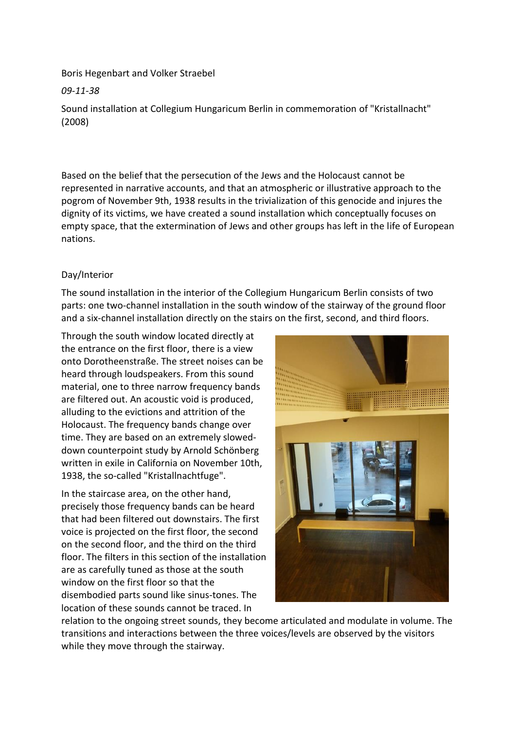Boris Hegenbart and Volker Straebel

*09-11-38*

Sound installation at Collegium Hungaricum Berlin in commemoration of "Kristallnacht" (2008)

Based on the belief that the persecution of the Jews and the Holocaust cannot be represented in narrative accounts, and that an atmospheric or illustrative approach to the pogrom of November 9th, 1938 results in the trivialization of this genocide and injures the dignity of its victims, we have created a sound installation which conceptually focuses on empty space, that the extermination of Jews and other groups has left in the life of European nations.

Day/Interior

The sound installation in the interior of the Collegium Hungaricum Berlin consists of two parts: one two-channel installation in the south window of the stairway of the ground floor and a six-channel installation directly on the stairs on the first, second, and third floors.

Through the south window located directly at the entrance on the first floor, there is a view onto Dorotheenstraße. The street noises can be heard through loudspeakers. From this sound material, one to three narrow frequency bands are filtered out. An acoustic void is produced, alluding to the evictions and attrition of the Holocaust. The frequency bands change over time. They are based on an extremely slowed-down counterpoint study by Arnold Schönberg written in exile in California on November 10th, 1938, the so-called "Kristallnachtfuge".

In the staircase area, on the other hand, precisely those frequency bands can be heard that had been filtered out downstairs. The first voice is projected on the first floor, the second on the second floor, and the third on the third floor. The filters in this section of the installation are as carefully tuned as those at the south window on the first floor so that the disembodied parts sound like sinus-tones. The location of these sounds cannot be traced. In relation to the ongoing street sounds, they become articulated and modulate in volume. The transitions and interactions between the three voices/levels are observed by the visitors while they move through the stairway.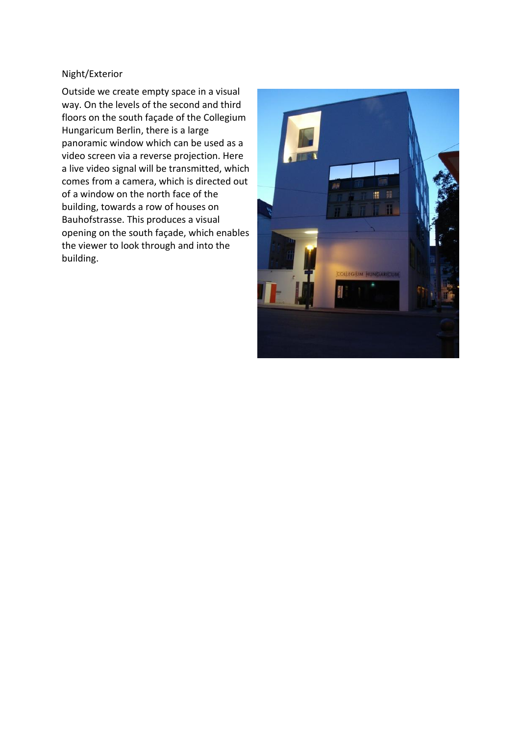Night/Exterior

Outside we create empty space in a visual way. On the levels of the second and third floors on the south façade of the Collegium Hungaricum Berlin, there is a large panoramic window which can be used as a video screen via a reverse projection. Here a live video signal will be transmitted, which comes from a camera, which is directed out of a window on the north face of the building, towards a row of houses on Bauhofstrasse. This produces a visual opening on the south façade, which enables the viewer to look through and into the building.